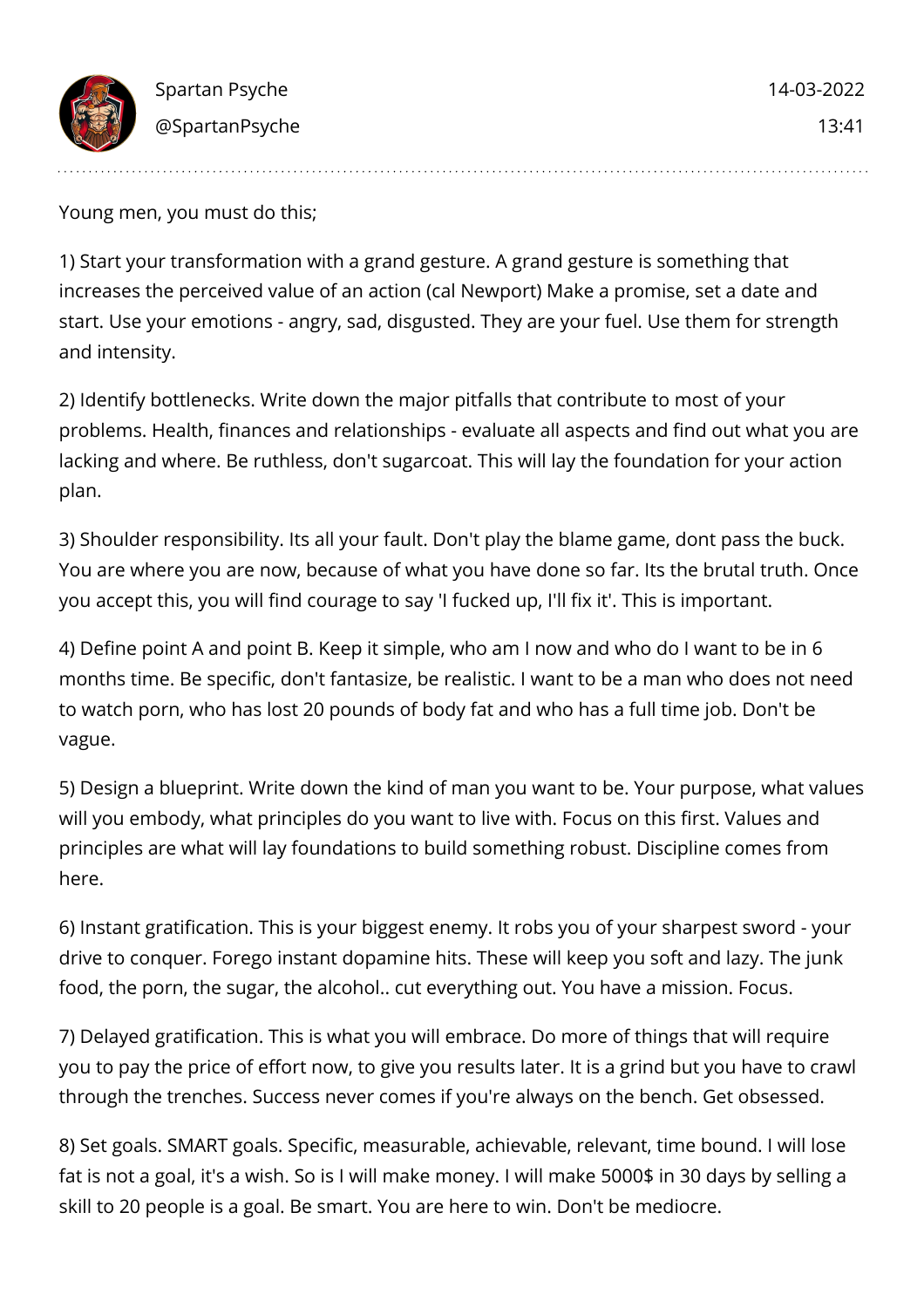Spartan Psyche
@SpartanPsyche

14-03-2022
13:41

Young men, you must do this;

1) Start your transformation with a grand gesture. A grand gesture is something that increases the perceived value of an action (cal Newport) Make a promise, set a date and start. Use your emotions - angry, sad, disgusted. They are your fuel. Use them for strength and intensity.

2) Identify bottlenecks. Write down the major pitfalls that contribute to most of your problems. Health, finances and relationships - evaluate all aspects and find out what you are lacking and where. Be ruthless, don't sugarcoat. This will lay the foundation for your action plan.

3) Shoulder responsibility. Its all your fault. Don't play the blame game, dont pass the buck. You are where you are now, because of what you have done so far. Its the brutal truth. Once you accept this, you will find courage to say 'I fucked up, I'll fix it'. This is important.

4) Define point A and point B. Keep it simple, who am I now and who do I want to be in 6 months time. Be specific, don't fantasize, be realistic. I want to be a man who does not need to watch porn, who has lost 20 pounds of body fat and who has a full time job. Don't be vague.

5) Design a blueprint. Write down the kind of man you want to be. Your purpose, what values will you embody, what principles do you want to live with. Focus on this first. Values and principles are what will lay foundations to build something robust. Discipline comes from here.

6) Instant gratification. This is your biggest enemy. It robs you of your sharpest sword - your drive to conquer. Forego instant dopamine hits. These will keep you soft and lazy. The junk food, the porn, the sugar, the alcohol.. cut everything out. You have a mission. Focus.

7) Delayed gratification. This is what you will embrace. Do more of things that will require you to pay the price of effort now, to give you results later. It is a grind but you have to crawl through the trenches. Success never comes if you're always on the bench. Get obsessed.

8) Set goals. SMART goals. Specific, measurable, achievable, relevant, time bound. I will lose fat is not a goal, it's a wish. So is I will make money. I will make 5000$ in 30 days by selling a skill to 20 people is a goal. Be smart. You are here to win. Don't be mediocre.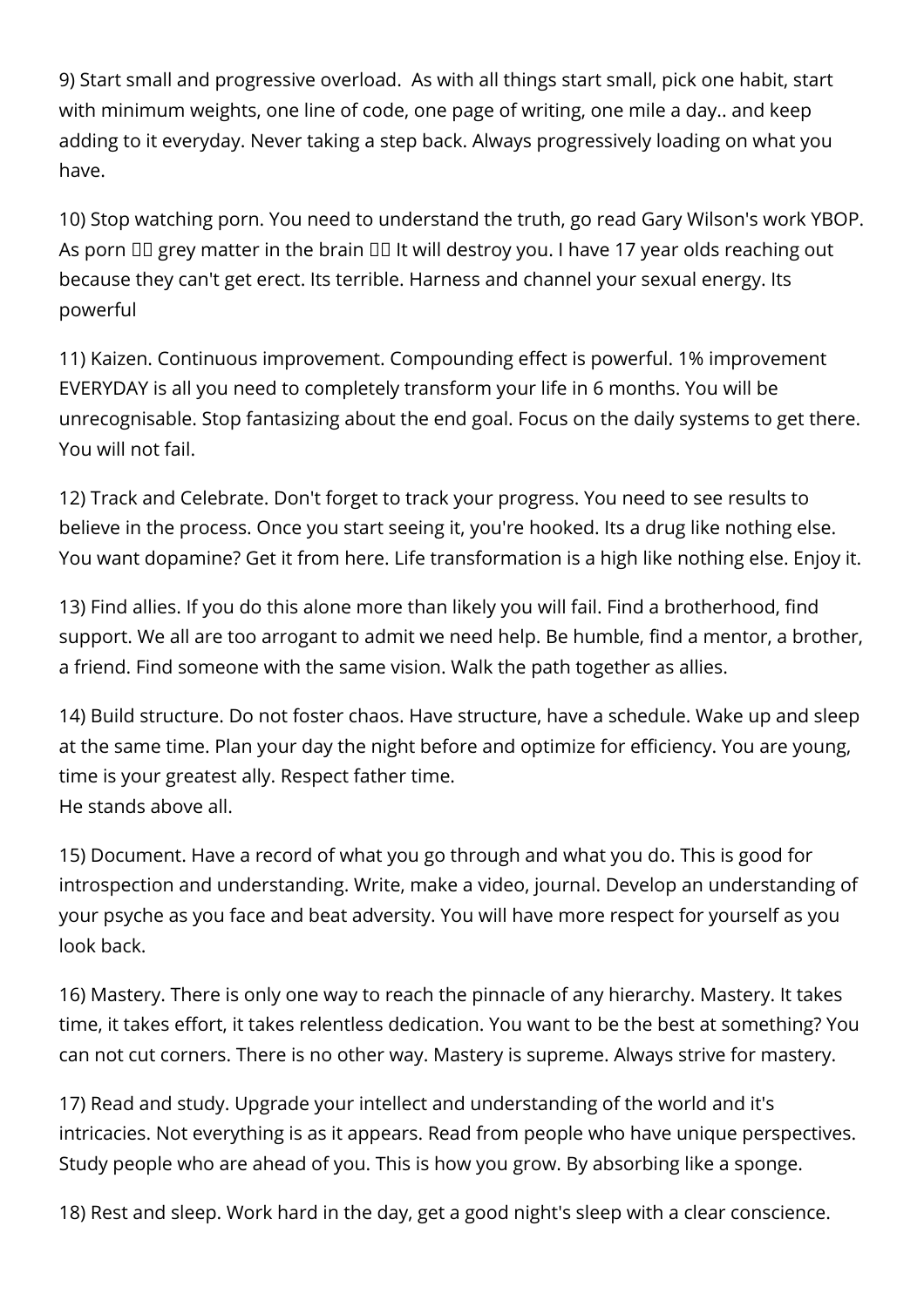9) Start small and progressive overload. As with all things start small, pick one habit, start with minimum weights, one line of code, one page of writing, one mile a day.. and keep adding to it everyday. Never taking a step back. Always progressively loading on what you have.

10) Stop watching porn. You need to understand the truth, go read Gary Wilson's work YBOP. As porn □□ grey matter in the brain □□ It will destroy you. I have 17 year olds reaching out because they can't get erect. Its terrible. Harness and channel your sexual energy. Its powerful

11) Kaizen. Continuous improvement. Compounding effect is powerful. 1% improvement EVERYDAY is all you need to completely transform your life in 6 months. You will be unrecognisable. Stop fantasizing about the end goal. Focus on the daily systems to get there. You will not fail.

12) Track and Celebrate. Don't forget to track your progress. You need to see results to believe in the process. Once you start seeing it, you're hooked. Its a drug like nothing else. You want dopamine? Get it from here. Life transformation is a high like nothing else. Enjoy it.

13) Find allies. If you do this alone more than likely you will fail. Find a brotherhood, find support. We all are too arrogant to admit we need help. Be humble, find a mentor, a brother, a friend. Find someone with the same vision. Walk the path together as allies.

14) Build structure. Do not foster chaos. Have structure, have a schedule. Wake up and sleep at the same time. Plan your day the night before and optimize for efficiency. You are young, time is your greatest ally. Respect father time.
He stands above all.

15) Document. Have a record of what you go through and what you do. This is good for introspection and understanding. Write, make a video, journal. Develop an understanding of your psyche as you face and beat adversity. You will have more respect for yourself as you look back.

16) Mastery. There is only one way to reach the pinnacle of any hierarchy. Mastery. It takes time, it takes effort, it takes relentless dedication. You want to be the best at something? You can not cut corners. There is no other way. Mastery is supreme. Always strive for mastery.

17) Read and study. Upgrade your intellect and understanding of the world and it's intricacies. Not everything is as it appears. Read from people who have unique perspectives. Study people who are ahead of you. This is how you grow. By absorbing like a sponge.

18) Rest and sleep. Work hard in the day, get a good night's sleep with a clear conscience.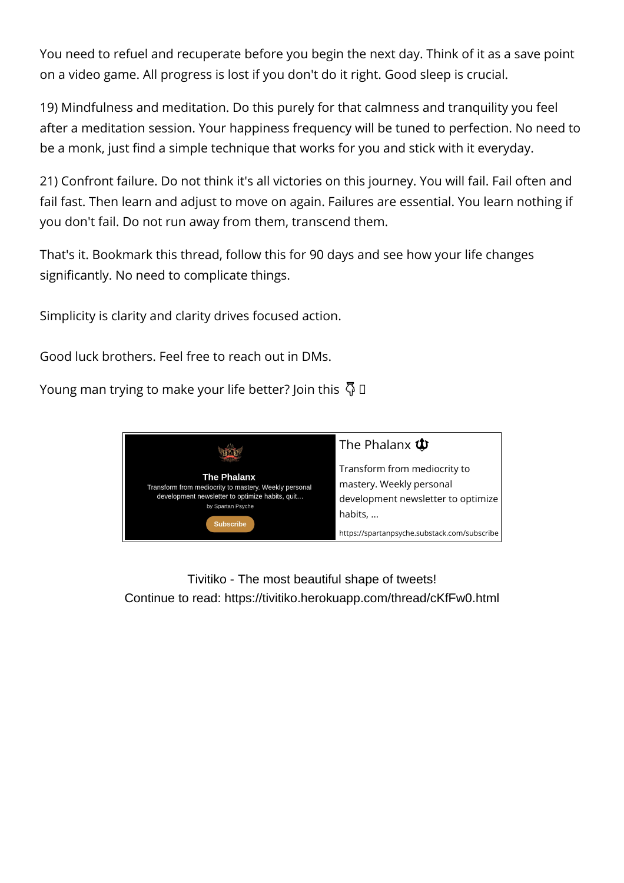You need to refuel and recuperate before you begin the next day. Think of it as a save point on a video game. All progress is lost if you don't do it right. Good sleep is crucial.

19) Mindfulness and meditation. Do this purely for that calmness and tranquility you feel after a meditation session. Your happiness frequency will be tuned to perfection. No need to be a monk, just find a simple technique that works for you and stick with it everyday.

21) Confront failure. Do not think it's all victories on this journey. You will fail. Fail often and fail fast. Then learn and adjust to move on again. Failures are essential. You learn nothing if you don't fail. Do not run away from them, transcend them.

That's it. Bookmark this thread, follow this for 90 days and see how your life changes significantly. No need to complicate things.

Simplicity is clarity and clarity drives focused action.

Good luck brothers. Feel free to reach out in DMs.

Young man trying to make your life better? Join this 👇

The Phalanx
Transform from mediocrity to mastery. Weekly personal development newsletter to optimize habits, quit…
by Spartan Psyche
Subscribe

The Phalanx 🔱

Transform from mediocrity to mastery. Weekly personal development newsletter to optimize habits, ...

https://spartanpsyche.substack.com/subscribe

Tivitiko - The most beautiful shape of tweets!
Continue to read: https://tivitiko.herokuapp.com/thread/cKfFw0.html